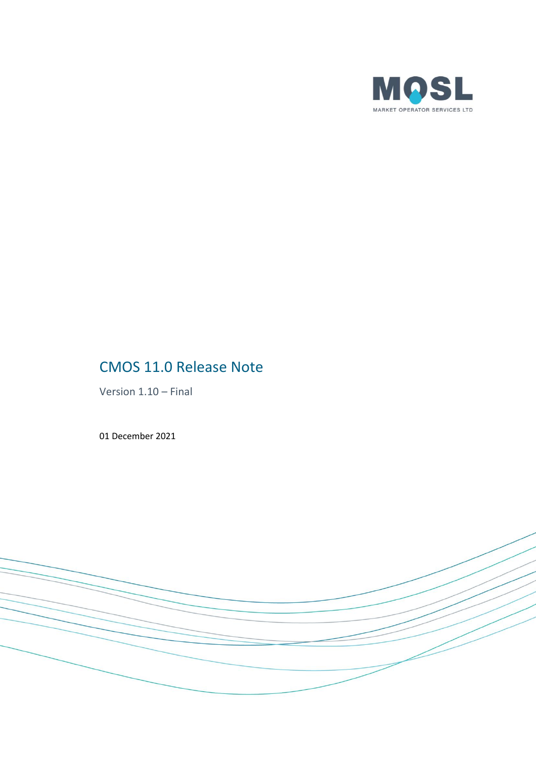MOSL

MARKET OPERATOR SERVICES LTD

# CMOS 11.0 Release Note

Version 1.10 – Final

01 December 2021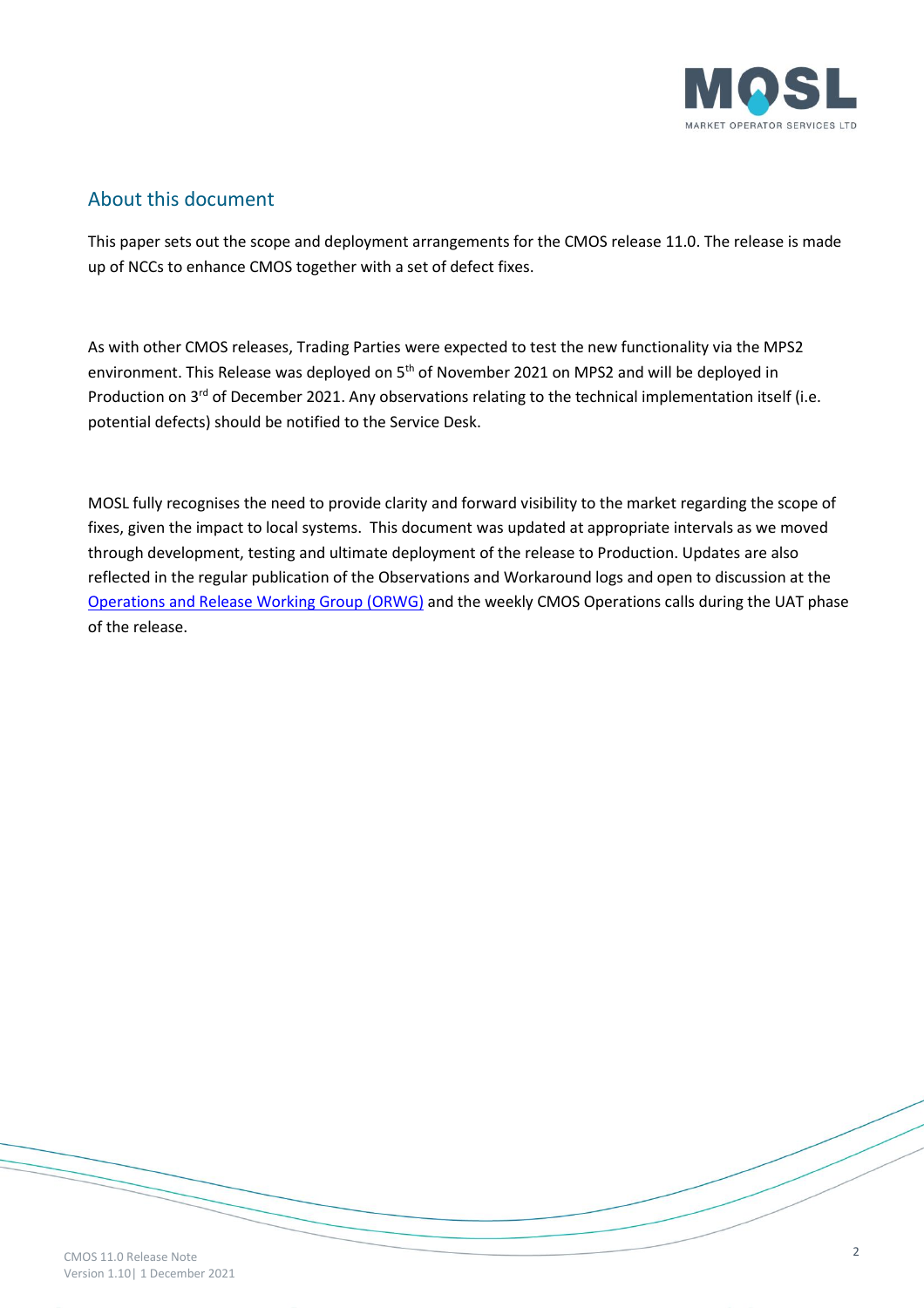## About this document

This paper sets out the scope and deployment arrangements for the CMOS release 11.0. The release is made up of NCCs to enhance CMOS together with a set of defect fixes.

As with other CMOS releases, Trading Parties were expected to test the new functionality via the MPS2 environment. This Release was deployed on 5th of November 2021 on MPS2 and will be deployed in Production on 3rd of December 2021. Any observations relating to the technical implementation itself (i.e. potential defects) should be notified to the Service Desk.

MOSL fully recognises the need to provide clarity and forward visibility to the market regarding the scope of fixes, given the impact to local systems. This document was updated at appropriate intervals as we moved through development, testing and ultimate deployment of the release to Production. Updates are also reflected in the regular publication of the Observations and Workaround logs and open to discussion at the Operations and Release Working Group (ORWG) and the weekly CMOS Operations calls during the UAT phase of the release.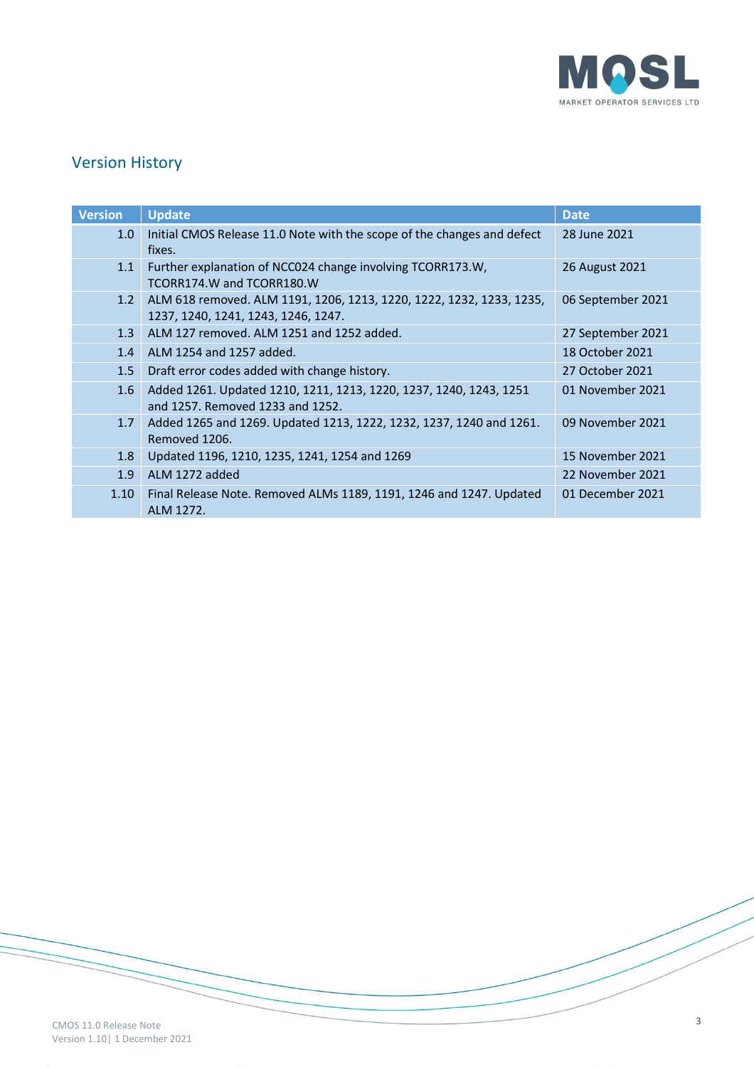## Version History

| Version | Update | Date |
| --- | --- | --- |
| 1.0 | Initial CMOS Release 11.0 Note with the scope of the changes and defect fixes. | 28 June 2021 |
| 1.1 | Further explanation of NCC024 change involving TCORR173.W, TCORR174.W and TCORR180.W | 26 August 2021 |
| 1.2 | ALM 618 removed. ALM 1191, 1206, 1213, 1220, 1222, 1232, 1233, 1235, 1237, 1240, 1241, 1243, 1246, 1247. | 06 September 2021 |
| 1.3 | ALM 127 removed. ALM 1251 and 1252 added. | 27 September 2021 |
| 1.4 | ALM 1254 and 1257 added. | 18 October 2021 |
| 1.5 | Draft error codes added with change history. | 27 October 2021 |
| 1.6 | Added 1261. Updated 1210, 1211, 1213, 1220, 1237, 1240, 1243, 1251 and 1257. Removed 1233 and 1252. | 01 November 2021 |
| 1.7 | Added 1265 and 1269. Updated 1213, 1222, 1232, 1237, 1240 and 1261. Removed 1206. | 09 November 2021 |
| 1.8 | Updated 1196, 1210, 1235, 1241, 1254 and 1269 | 15 November 2021 |
| 1.9 | ALM 1272 added | 22 November 2021 |
| 1.10 | Final Release Note. Removed ALMs 1189, 1191, 1246 and 1247. Updated ALM 1272. | 01 December 2021 |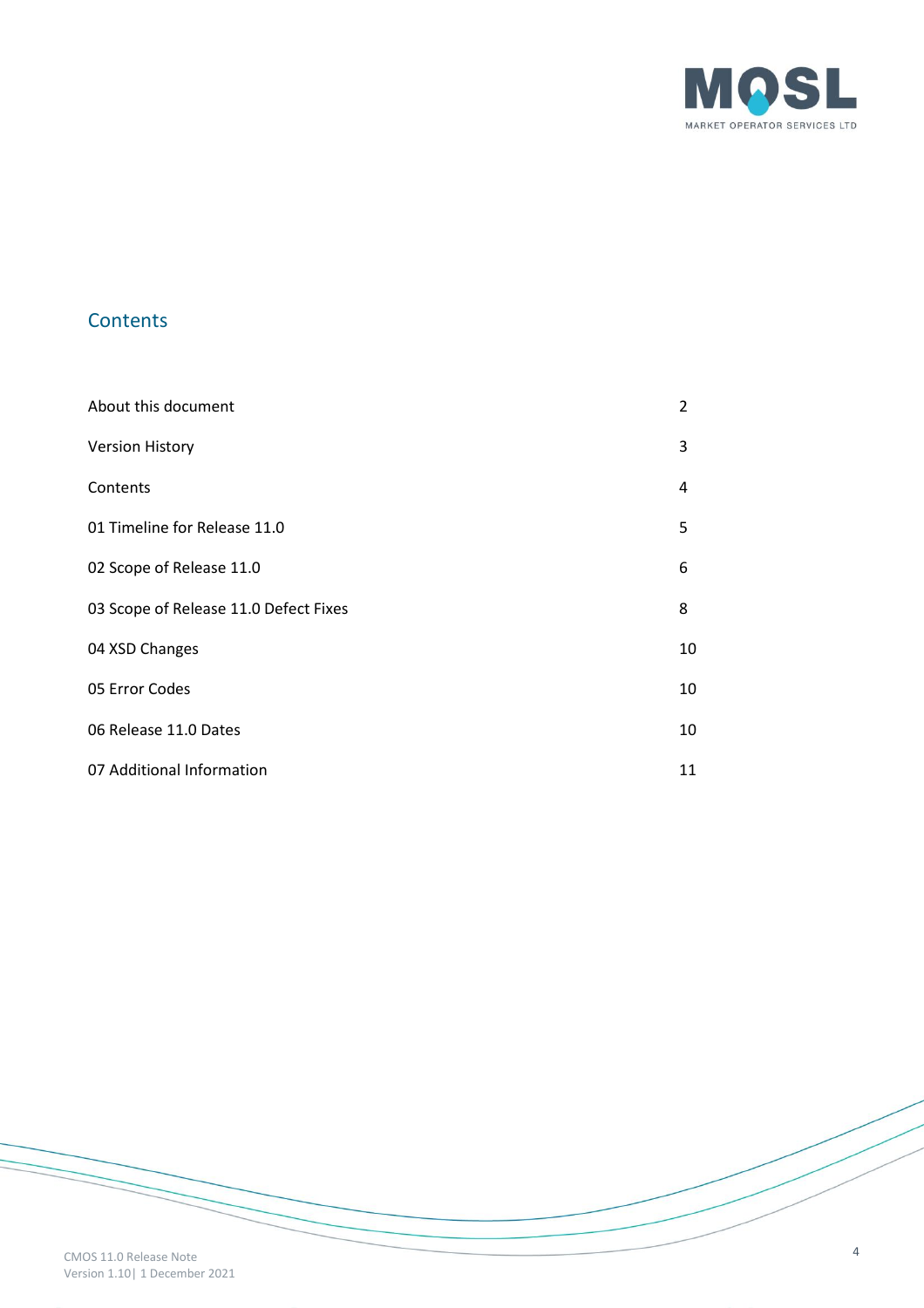## Contents

| | |
|---|---|
| About this document | 2 |
| Version History | 3 |
| Contents | 4 |
| 01 Timeline for Release 11.0 | 5 |
| 02 Scope of Release 11.0 | 6 |
| 03 Scope of Release 11.0 Defect Fixes | 8 |
| 04 XSD Changes | 10 |
| 05 Error Codes | 10 |
| 06 Release 11.0 Dates | 10 |
| 07 Additional Information | 11 |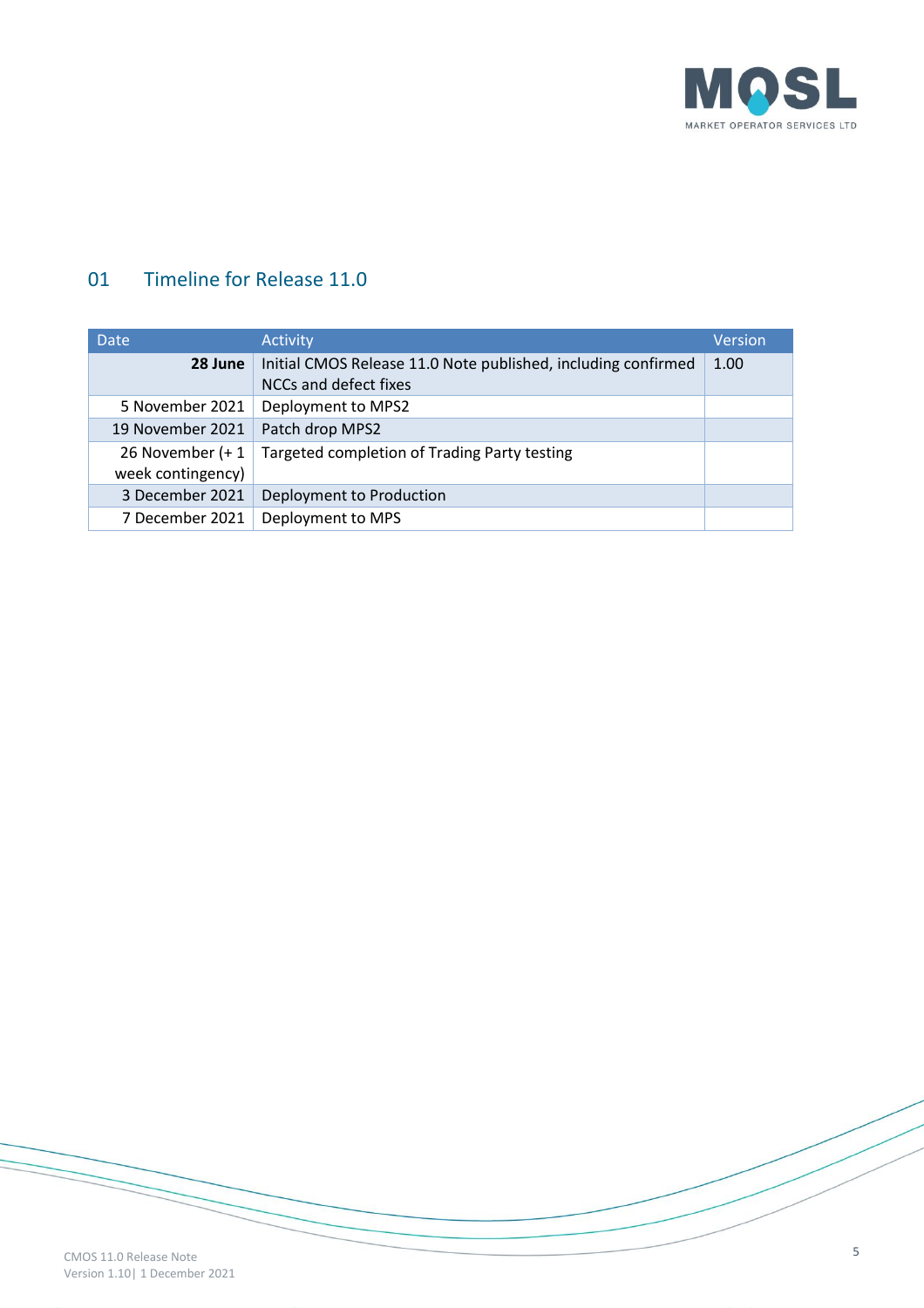## 01 Timeline for Release 11.0

| Date | Activity | Version |
|---|---|---|
| **28 June** | Initial CMOS Release 11.0 Note published, including confirmed NCCs and defect fixes | 1.00 |
| 5 November 2021 | Deployment to MPS2 | |
| 19 November 2021 | Patch drop MPS2 | |
| 26 November (+ 1 week contingency) | Targeted completion of Trading Party testing | |
| 3 December 2021 | Deployment to Production | |
| 7 December 2021 | Deployment to MPS | |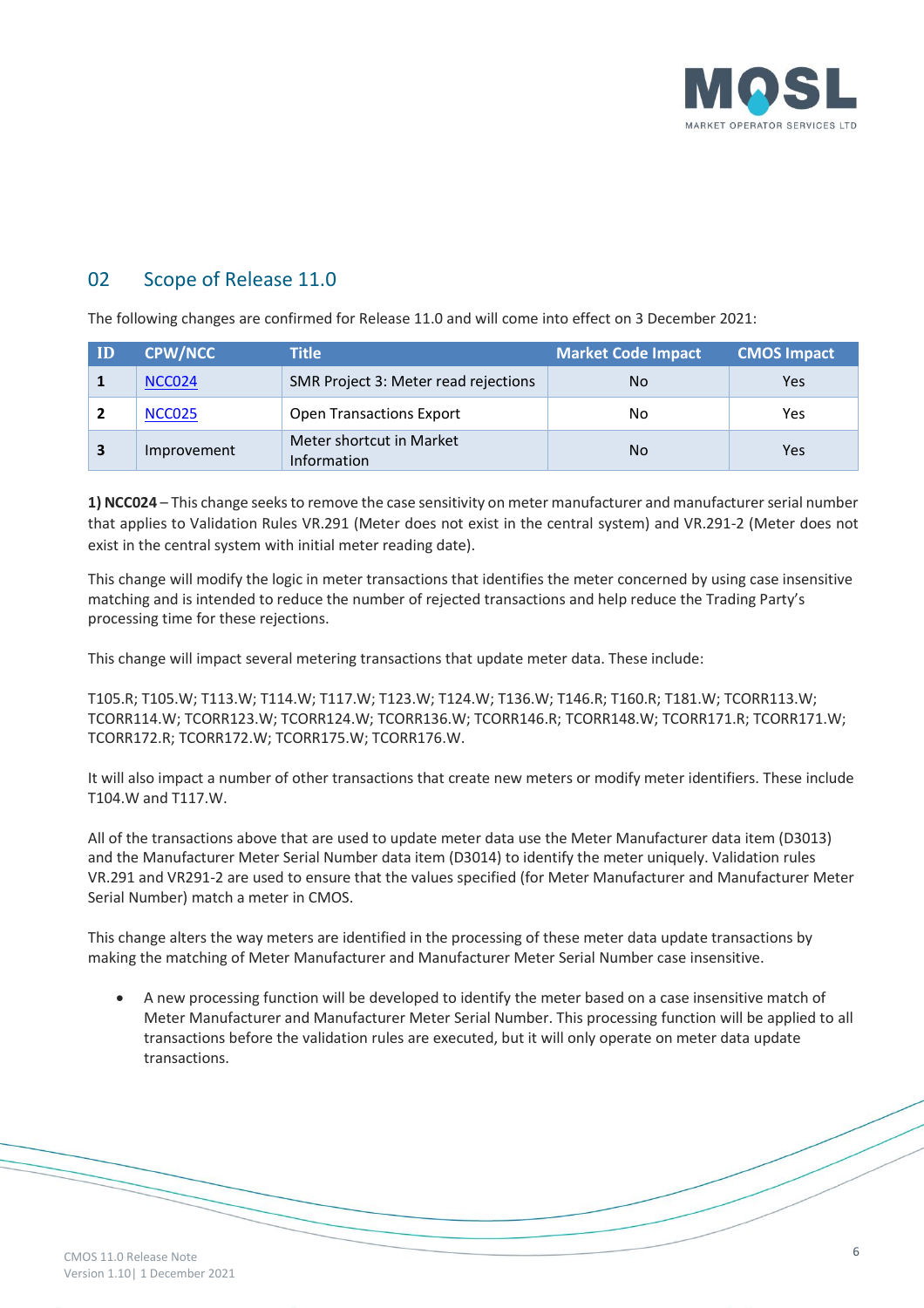## 02 Scope of Release 11.0

The following changes are confirmed for Release 11.0 and will come into effect on 3 December 2021:

| ID | CPW/NCC | Title | Market Code Impact | CMOS Impact |
|---|---|---|---|---|
| 1 | NCC024 | SMR Project 3: Meter read rejections | No | Yes |
| 2 | NCC025 | Open Transactions Export | No | Yes |
| 3 | Improvement | Meter shortcut in Market Information | No | Yes |

**1) NCC024** – This change seeks to remove the case sensitivity on meter manufacturer and manufacturer serial number that applies to Validation Rules VR.291 (Meter does not exist in the central system) and VR.291-2 (Meter does not exist in the central system with initial meter reading date).

This change will modify the logic in meter transactions that identifies the meter concerned by using case insensitive matching and is intended to reduce the number of rejected transactions and help reduce the Trading Party's processing time for these rejections.

This change will impact several metering transactions that update meter data. These include:

T105.R; T105.W; T113.W; T114.W; T117.W; T123.W; T124.W; T136.W; T146.R; T160.R; T181.W; TCORR113.W; TCORR114.W; TCORR123.W; TCORR124.W; TCORR136.W; TCORR146.R; TCORR148.W; TCORR171.R; TCORR171.W; TCORR172.R; TCORR172.W; TCORR175.W; TCORR176.W.

It will also impact a number of other transactions that create new meters or modify meter identifiers. These include T104.W and T117.W.

All of the transactions above that are used to update meter data use the Meter Manufacturer data item (D3013) and the Manufacturer Meter Serial Number data item (D3014) to identify the meter uniquely. Validation rules VR.291 and VR291-2 are used to ensure that the values specified (for Meter Manufacturer and Manufacturer Meter Serial Number) match a meter in CMOS.

This change alters the way meters are identified in the processing of these meter data update transactions by making the matching of Meter Manufacturer and Manufacturer Meter Serial Number case insensitive.

- A new processing function will be developed to identify the meter based on a case insensitive match of Meter Manufacturer and Manufacturer Meter Serial Number. This processing function will be applied to all transactions before the validation rules are executed, but it will only operate on meter data update transactions.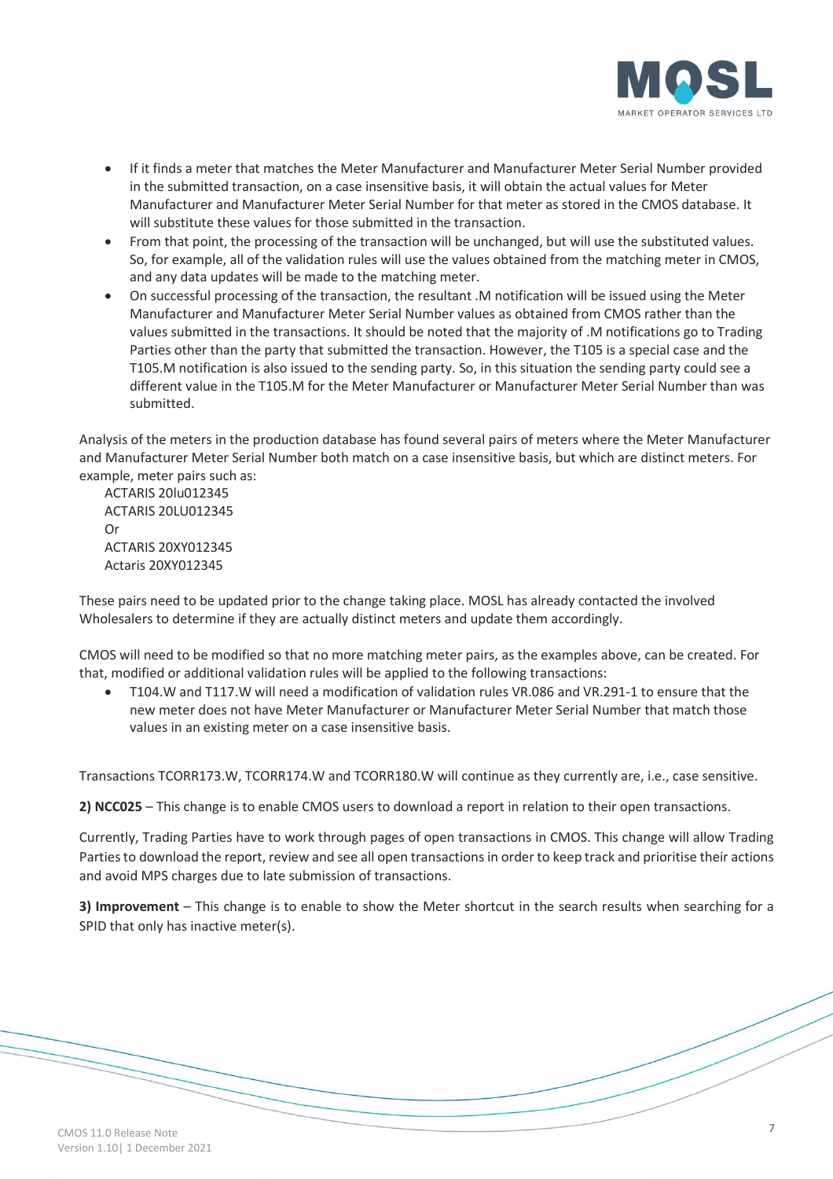- If it finds a meter that matches the Meter Manufacturer and Manufacturer Meter Serial Number provided in the submitted transaction, on a case insensitive basis, it will obtain the actual values for Meter Manufacturer and Manufacturer Meter Serial Number for that meter as stored in the CMOS database. It will substitute these values for those submitted in the transaction.
- From that point, the processing of the transaction will be unchanged, but will use the substituted values. So, for example, all of the validation rules will use the values obtained from the matching meter in CMOS, and any data updates will be made to the matching meter.
- On successful processing of the transaction, the resultant .M notification will be issued using the Meter Manufacturer and Manufacturer Meter Serial Number values as obtained from CMOS rather than the values submitted in the transactions. It should be noted that the majority of .M notifications go to Trading Parties other than the party that submitted the transaction. However, the T105 is a special case and the T105.M notification is also issued to the sending party. So, in this situation the sending party could see a different value in the T105.M for the Meter Manufacturer or Manufacturer Meter Serial Number than was submitted.

Analysis of the meters in the production database has found several pairs of meters where the Meter Manufacturer and Manufacturer Meter Serial Number both match on a case insensitive basis, but which are distinct meters. For example, meter pairs such as:

ACTARIS 20lu012345
ACTARIS 20LU012345
Or
ACTARIS 20XY012345
Actaris 20XY012345

These pairs need to be updated prior to the change taking place. MOSL has already contacted the involved Wholesalers to determine if they are actually distinct meters and update them accordingly.

CMOS will need to be modified so that no more matching meter pairs, as the examples above, can be created. For that, modified or additional validation rules will be applied to the following transactions:

- T104.W and T117.W will need a modification of validation rules VR.086 and VR.291-1 to ensure that the new meter does not have Meter Manufacturer or Manufacturer Meter Serial Number that match those values in an existing meter on a case insensitive basis.

Transactions TCORR173.W, TCORR174.W and TCORR180.W will continue as they currently are, i.e., case sensitive.

**2) NCC025** – This change is to enable CMOS users to download a report in relation to their open transactions.

Currently, Trading Parties have to work through pages of open transactions in CMOS. This change will allow Trading Parties to download the report, review and see all open transactions in order to keep track and prioritise their actions and avoid MPS charges due to late submission of transactions.

**3) Improvement** – This change is to enable to show the Meter shortcut in the search results when searching for a SPID that only has inactive meter(s).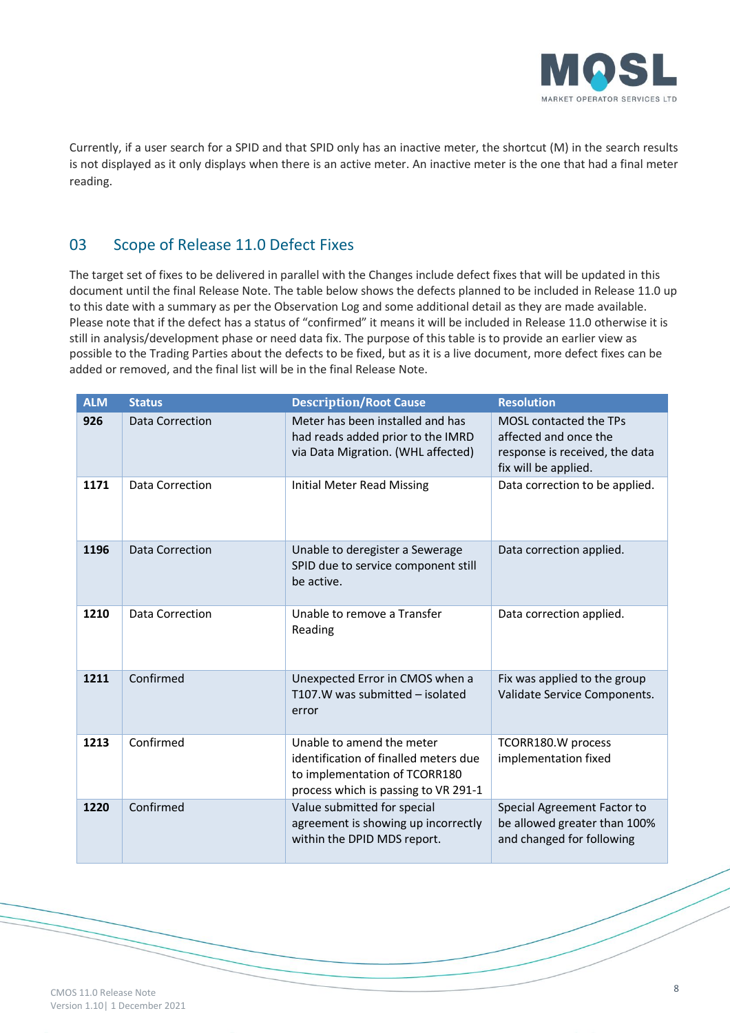Currently, if a user search for a SPID and that SPID only has an inactive meter, the shortcut (M) in the search results is not displayed as it only displays when there is an active meter. An inactive meter is the one that had a final meter reading.

## 03 Scope of Release 11.0 Defect Fixes

The target set of fixes to be delivered in parallel with the Changes include defect fixes that will be updated in this document until the final Release Note. The table below shows the defects planned to be included in Release 11.0 up to this date with a summary as per the Observation Log and some additional detail as they are made available. Please note that if the defect has a status of "confirmed" it means it will be included in Release 11.0 otherwise it is still in analysis/development phase or need data fix. The purpose of this table is to provide an earlier view as possible to the Trading Parties about the defects to be fixed, but as it is a live document, more defect fixes can be added or removed, and the final list will be in the final Release Note.

| ALM | Status | Description/Root Cause | Resolution |
|---|---|---|---|
| **926** | Data Correction | Meter has been installed and has had reads added prior to the IMRD via Data Migration. (WHL affected) | MOSL contacted the TPs affected and once the response is received, the data fix will be applied. |
| **1171** | Data Correction | Initial Meter Read Missing | Data correction to be applied. |
| **1196** | Data Correction | Unable to deregister a Sewerage SPID due to service component still be active. | Data correction applied. |
| **1210** | Data Correction | Unable to remove a Transfer Reading | Data correction applied. |
| **1211** | Confirmed | Unexpected Error in CMOS when a T107.W was submitted – isolated error | Fix was applied to the group Validate Service Components. |
| **1213** | Confirmed | Unable to amend the meter identification of finalled meters due to implementation of TCORR180 process which is passing to VR 291-1 | TCORR180.W process implementation fixed |
| **1220** | Confirmed | Value submitted for special agreement is showing up incorrectly within the DPID MDS report. | Special Agreement Factor to be allowed greater than 100% and changed for following |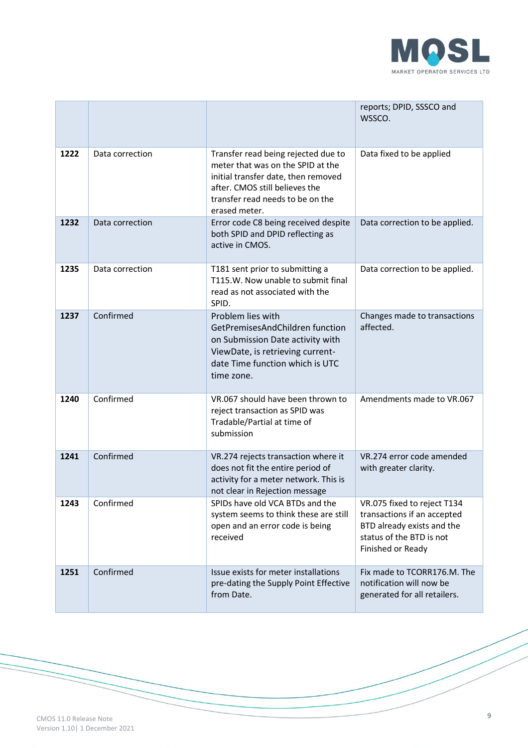|  |  |  | reports; DPID, SSSCO and WSSCO. |
|---|---|---|---|
| **1222** | Data correction | Transfer read being rejected due to meter that was on the SPID at the initial transfer date, then removed after. CMOS still believes the transfer read needs to be on the erased meter. | Data fixed to be applied |
| **1232** | Data correction | Error code C8 being received despite both SPID and DPID reflecting as active in CMOS. | Data correction to be applied. |
| **1235** | Data correction | T181 sent prior to submitting a T115.W. Now unable to submit final read as not associated with the SPID. | Data correction to be applied. |
| **1237** | Confirmed | Problem lies with GetPremisesAndChildren function on Submission Date activity with ViewDate, is retrieving current-date Time function which is UTC time zone. | Changes made to transactions affected. |
| **1240** | Confirmed | VR.067 should have been thrown to reject transaction as SPID was Tradable/Partial at time of submission | Amendments made to VR.067 |
| **1241** | Confirmed | VR.274 rejects transaction where it does not fit the entire period of activity for a meter network. This is not clear in Rejection message | VR.274 error code amended with greater clarity. |
| **1243** | Confirmed | SPIDs have old VCA BTDs and the system seems to think these are still open and an error code is being received | VR.075 fixed to reject T134 transactions if an accepted BTD already exists and the status of the BTD is not Finished or Ready |
| **1251** | Confirmed | Issue exists for meter installations pre-dating the Supply Point Effective from Date. | Fix made to TCORR176.M. The notification will now be generated for all retailers. |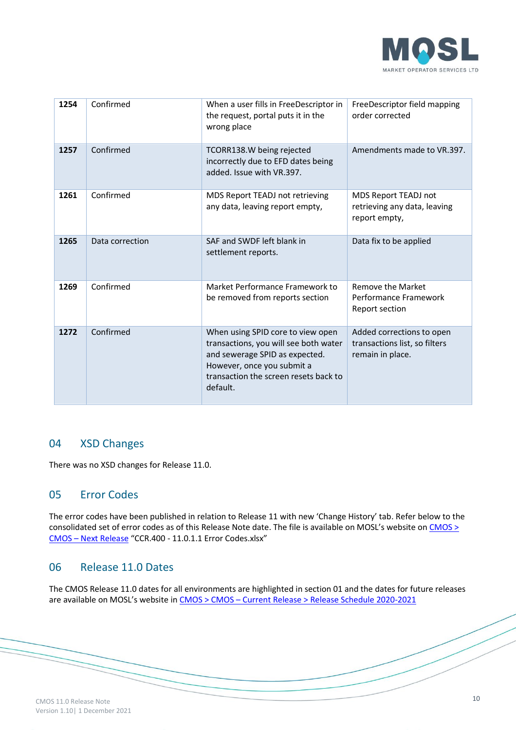| | | | |
|---|---|---|---|
| **1254** | Confirmed | When a user fills in FreeDescriptor in the request, portal puts it in the wrong place | FreeDescriptor field mapping order corrected |
| **1257** | Confirmed | TCORR138.W being rejected incorrectly due to EFD dates being added. Issue with VR.397. | Amendments made to VR.397. |
| **1261** | Confirmed | MDS Report TEADJ not retrieving any data, leaving report empty, | MDS Report TEADJ not retrieving any data, leaving report empty, |
| **1265** | Data correction | SAF and SWDF left blank in settlement reports. | Data fix to be applied |
| **1269** | Confirmed | Market Performance Framework to be removed from reports section | Remove the Market Performance Framework Report section |
| **1272** | Confirmed | When using SPID core to view open transactions, you will see both water and sewerage SPID as expected. However, once you submit a transaction the screen resets back to default. | Added corrections to open transactions list, so filters remain in place. |

## 04 XSD Changes

There was no XSD changes for Release 11.0.

## 05 Error Codes

The error codes have been published in relation to Release 11 with new 'Change History' tab. Refer below to the consolidated set of error codes as of this Release Note date. The file is available on MOSL's website on CMOS > CMOS – Next Release "CCR.400 - 11.0.1.1 Error Codes.xlsx"

## 06 Release 11.0 Dates

The CMOS Release 11.0 dates for all environments are highlighted in section 01 and the dates for future releases are available on MOSL's website in CMOS > CMOS – Current Release > Release Schedule 2020-2021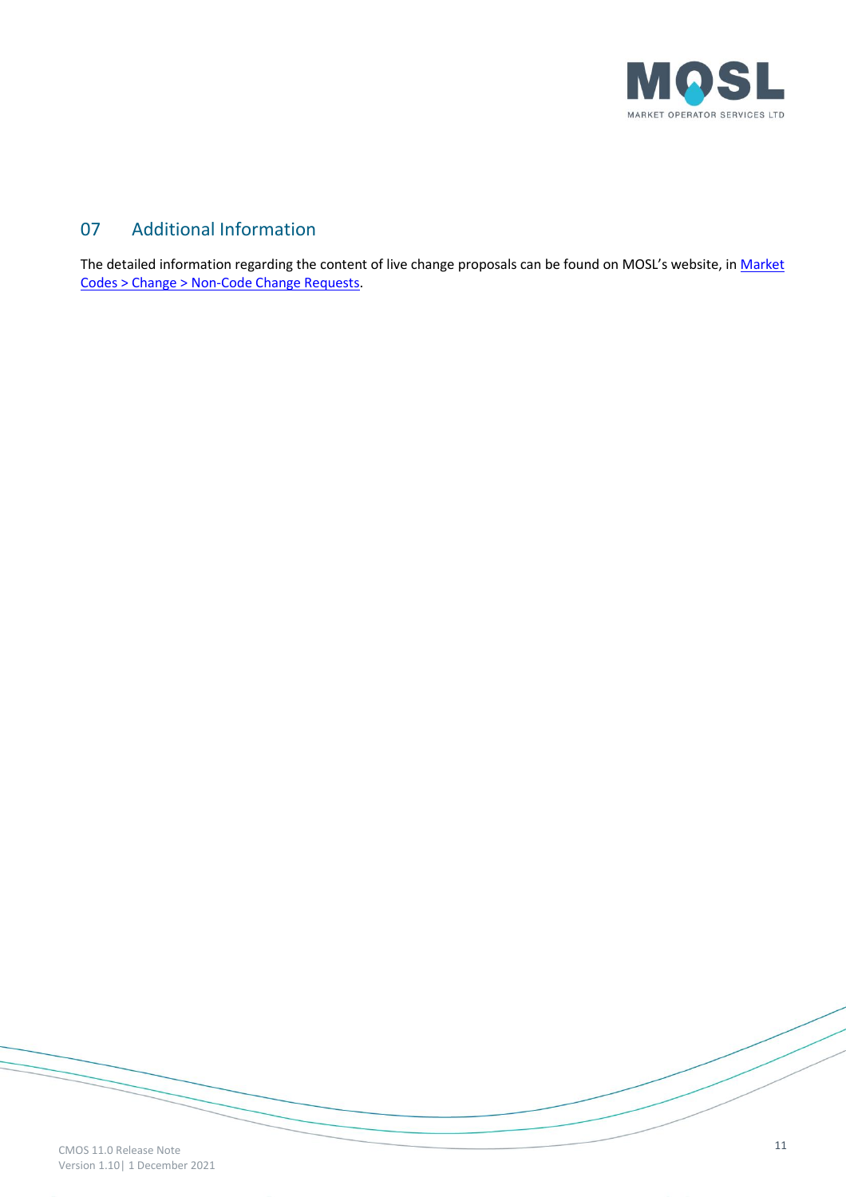## 07 Additional Information

The detailed information regarding the content of live change proposals can be found on MOSL's website, in Market Codes > Change > Non-Code Change Requests.